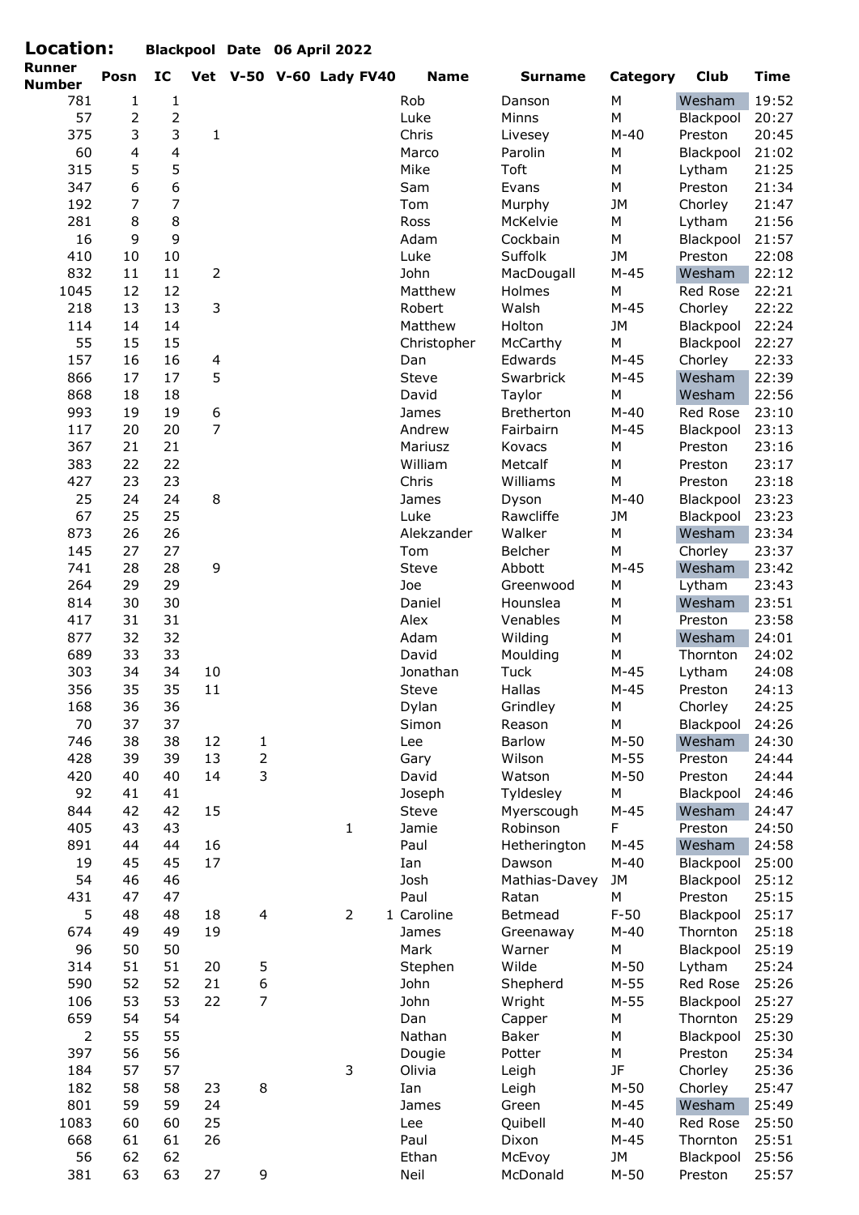**Location:** Blackpool **Date** 06 April 2022

| Runner Number | Posn | IC | Vet | V-50 | V-60 | Lady | FV40 | Name | Surname | Category | Club | Time |
|---|---|---|---|---|---|---|---|---|---|---|---|---|
| 781 | 1 | 1 | | | | | | Rob | Danson | M | Wesham | 19:52 |
| 57 | 2 | 2 | | | | | | Luke | Minns | M | Blackpool | 20:27 |
| 375 | 3 | 3 | 1 | | | | | Chris | Livesey | M-40 | Preston | 20:45 |
| 60 | 4 | 4 | | | | | | Marco | Parolin | M | Blackpool | 21:02 |
| 315 | 5 | 5 | | | | | | Mike | Toft | M | Lytham | 21:25 |
| 347 | 6 | 6 | | | | | | Sam | Evans | M | Preston | 21:34 |
| 192 | 7 | 7 | | | | | | Tom | Murphy | JM | Chorley | 21:47 |
| 281 | 8 | 8 | | | | | | Ross | McKelvie | M | Lytham | 21:56 |
| 16 | 9 | 9 | | | | | | Adam | Cockbain | M | Blackpool | 21:57 |
| 410 | 10 | 10 | | | | | | Luke | Suffolk | JM | Preston | 22:08 |
| 832 | 11 | 11 | 2 | | | | | John | MacDougall | M-45 | Wesham | 22:12 |
| 1045 | 12 | 12 | | | | | | Matthew | Holmes | M | Red Rose | 22:21 |
| 218 | 13 | 13 | 3 | | | | | Robert | Walsh | M-45 | Chorley | 22:22 |
| 114 | 14 | 14 | | | | | | Matthew | Holton | JM | Blackpool | 22:24 |
| 55 | 15 | 15 | | | | | | Christopher | McCarthy | M | Blackpool | 22:27 |
| 157 | 16 | 16 | 4 | | | | | Dan | Edwards | M-45 | Chorley | 22:33 |
| 866 | 17 | 17 | 5 | | | | | Steve | Swarbrick | M-45 | Wesham | 22:39 |
| 868 | 18 | 18 | | | | | | David | Taylor | M | Wesham | 22:56 |
| 993 | 19 | 19 | 6 | | | | | James | Bretherton | M-40 | Red Rose | 23:10 |
| 117 | 20 | 20 | 7 | | | | | Andrew | Fairbairn | M-45 | Blackpool | 23:13 |
| 367 | 21 | 21 | | | | | | Mariusz | Kovacs | M | Preston | 23:16 |
| 383 | 22 | 22 | | | | | | William | Metcalf | M | Preston | 23:17 |
| 427 | 23 | 23 | | | | | | Chris | Williams | M | Preston | 23:18 |
| 25 | 24 | 24 | 8 | | | | | James | Dyson | M-40 | Blackpool | 23:23 |
| 67 | 25 | 25 | | | | | | Luke | Rawcliffe | JM | Blackpool | 23:23 |
| 873 | 26 | 26 | | | | | | Alekzander | Walker | M | Wesham | 23:34 |
| 145 | 27 | 27 | | | | | | Tom | Belcher | M | Chorley | 23:37 |
| 741 | 28 | 28 | 9 | | | | | Steve | Abbott | M-45 | Wesham | 23:42 |
| 264 | 29 | 29 | | | | | | Joe | Greenwood | M | Lytham | 23:43 |
| 814 | 30 | 30 | | | | | | Daniel | Hounslea | M | Wesham | 23:51 |
| 417 | 31 | 31 | | | | | | Alex | Venables | M | Preston | 23:58 |
| 877 | 32 | 32 | | | | | | Adam | Wilding | M | Wesham | 24:01 |
| 689 | 33 | 33 | | | | | | David | Moulding | M | Thornton | 24:02 |
| 303 | 34 | 34 | 10 | | | | | Jonathan | Tuck | M-45 | Lytham | 24:08 |
| 356 | 35 | 35 | 11 | | | | | Steve | Hallas | M-45 | Preston | 24:13 |
| 168 | 36 | 36 | | | | | | Dylan | Grindley | M | Chorley | 24:25 |
| 70 | 37 | 37 | | | | | | Simon | Reason | M | Blackpool | 24:26 |
| 746 | 38 | 38 | 12 | 1 | | | | Lee | Barlow | M-50 | Wesham | 24:30 |
| 428 | 39 | 39 | 13 | 2 | | | | Gary | Wilson | M-55 | Preston | 24:44 |
| 420 | 40 | 40 | 14 | 3 | | | | David | Watson | M-50 | Preston | 24:44 |
| 92 | 41 | 41 | | | | | | Joseph | Tyldesley | M | Blackpool | 24:46 |
| 844 | 42 | 42 | 15 | | | | | Steve | Myerscough | M-45 | Wesham | 24:47 |
| 405 | 43 | 43 | | | | 1 | | Jamie | Robinson | F | Preston | 24:50 |
| 891 | 44 | 44 | 16 | | | | | Paul | Hetherington | M-45 | Wesham | 24:58 |
| 19 | 45 | 45 | 17 | | | | | Ian | Dawson | M-40 | Blackpool | 25:00 |
| 54 | 46 | 46 | | | | | | Josh | Mathias-Davey | JM | Blackpool | 25:12 |
| 431 | 47 | 47 | | | | | | Paul | Ratan | M | Preston | 25:15 |
| 5 | 48 | 48 | 18 | 4 | | 2 | 1 | Caroline | Betmead | F-50 | Blackpool | 25:17 |
| 674 | 49 | 49 | 19 | | | | | James | Greenaway | M-40 | Thornton | 25:18 |
| 96 | 50 | 50 | | | | | | Mark | Warner | M | Blackpool | 25:19 |
| 314 | 51 | 51 | 20 | 5 | | | | Stephen | Wilde | M-50 | Lytham | 25:24 |
| 590 | 52 | 52 | 21 | 6 | | | | John | Shepherd | M-55 | Red Rose | 25:26 |
| 106 | 53 | 53 | 22 | 7 | | | | John | Wright | M-55 | Blackpool | 25:27 |
| 659 | 54 | 54 | | | | | | Dan | Capper | M | Thornton | 25:29 |
| 2 | 55 | 55 | | | | | | Nathan | Baker | M | Blackpool | 25:30 |
| 397 | 56 | 56 | | | | | | Dougie | Potter | M | Preston | 25:34 |
| 184 | 57 | 57 | | | | 3 | | Olivia | Leigh | JF | Chorley | 25:36 |
| 182 | 58 | 58 | 23 | 8 | | | | Ian | Leigh | M-50 | Chorley | 25:47 |
| 801 | 59 | 59 | 24 | | | | | James | Green | M-45 | Wesham | 25:49 |
| 1083 | 60 | 60 | 25 | | | | | Lee | Quibell | M-40 | Red Rose | 25:50 |
| 668 | 61 | 61 | 26 | | | | | Paul | Dixon | M-45 | Thornton | 25:51 |
| 56 | 62 | 62 | | | | | | Ethan | McEvoy | JM | Blackpool | 25:56 |
| 381 | 63 | 63 | 27 | 9 | | | | Neil | McDonald | M-50 | Preston | 25:57 |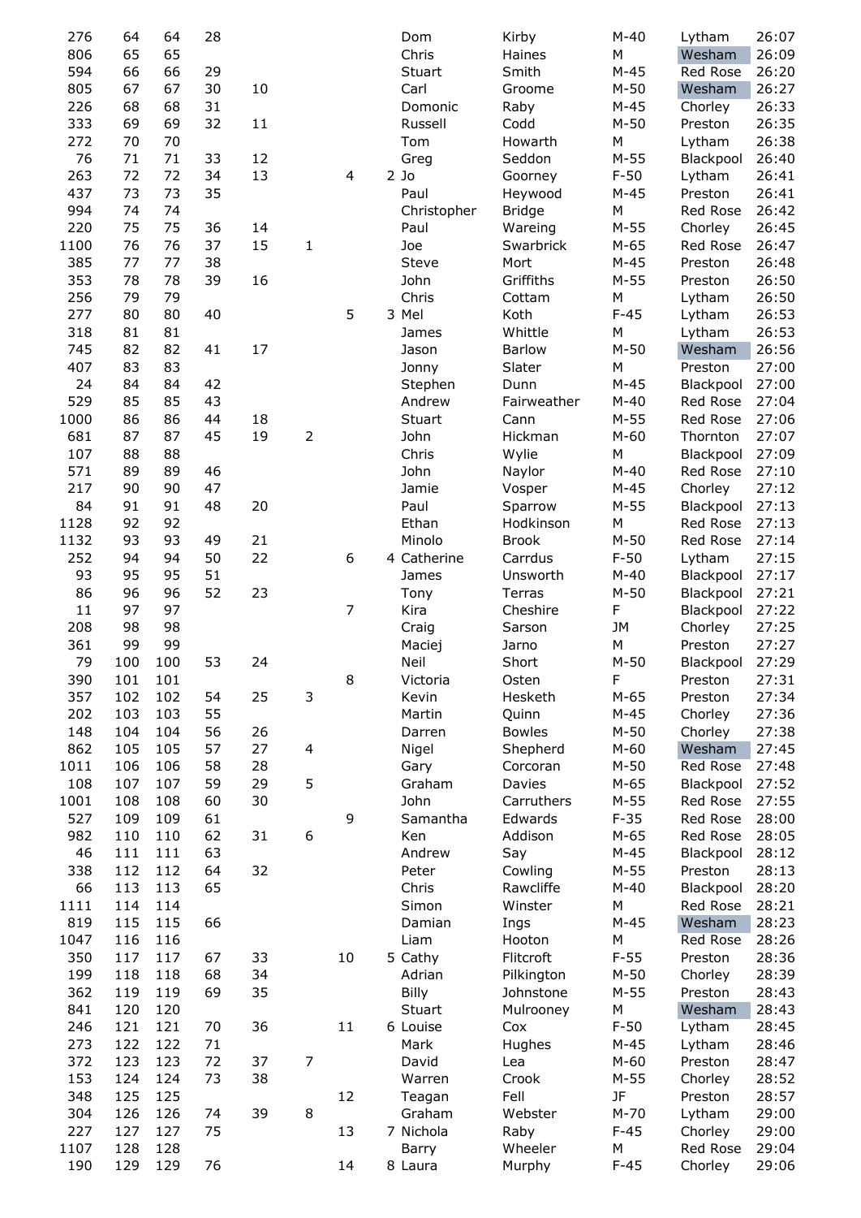| | | | | | | | | | | | | |
|---|---|---|---|---|---|---|---|---|---|---|---|---|
| 276 | 64 | 64 | 28 | | | | | Dom | Kirby | M-40 | Lytham | 26:07 |
| 806 | 65 | 65 | | | | | | Chris | Haines | M | Wesham | 26:09 |
| 594 | 66 | 66 | 29 | | | | | Stuart | Smith | M-45 | Red Rose | 26:20 |
| 805 | 67 | 67 | 30 | 10 | | | | Carl | Groome | M-50 | Wesham | 26:27 |
| 226 | 68 | 68 | 31 | | | | | Domonic | Raby | M-45 | Chorley | 26:33 |
| 333 | 69 | 69 | 32 | 11 | | | | Russell | Codd | M-50 | Preston | 26:35 |
| 272 | 70 | 70 | | | | | | Tom | Howarth | M | Lytham | 26:38 |
| 76 | 71 | 71 | 33 | 12 | | | | Greg | Seddon | M-55 | Blackpool | 26:40 |
| 263 | 72 | 72 | 34 | 13 | | 4 | 2 | Jo | Goorney | F-50 | Lytham | 26:41 |
| 437 | 73 | 73 | 35 | | | | | Paul | Heywood | M-45 | Preston | 26:41 |
| 994 | 74 | 74 | | | | | | Christopher | Bridge | M | Red Rose | 26:42 |
| 220 | 75 | 75 | 36 | 14 | | | | Paul | Wareing | M-55 | Chorley | 26:45 |
| 1100 | 76 | 76 | 37 | 15 | 1 | | | Joe | Swarbrick | M-65 | Red Rose | 26:47 |
| 385 | 77 | 77 | 38 | | | | | Steve | Mort | M-45 | Preston | 26:48 |
| 353 | 78 | 78 | 39 | 16 | | | | John | Griffiths | M-55 | Preston | 26:50 |
| 256 | 79 | 79 | | | | | | Chris | Cottam | M | Lytham | 26:50 |
| 277 | 80 | 80 | 40 | | | 5 | 3 | Mel | Koth | F-45 | Lytham | 26:53 |
| 318 | 81 | 81 | | | | | | James | Whittle | M | Lytham | 26:53 |
| 745 | 82 | 82 | 41 | 17 | | | | Jason | Barlow | M-50 | Wesham | 26:56 |
| 407 | 83 | 83 | | | | | | Jonny | Slater | M | Preston | 27:00 |
| 24 | 84 | 84 | 42 | | | | | Stephen | Dunn | M-45 | Blackpool | 27:00 |
| 529 | 85 | 85 | 43 | | | | | Andrew | Fairweather | M-40 | Red Rose | 27:04 |
| 1000 | 86 | 86 | 44 | 18 | | | | Stuart | Cann | M-55 | Red Rose | 27:06 |
| 681 | 87 | 87 | 45 | 19 | 2 | | | John | Hickman | M-60 | Thornton | 27:07 |
| 107 | 88 | 88 | | | | | | Chris | Wylie | M | Blackpool | 27:09 |
| 571 | 89 | 89 | 46 | | | | | John | Naylor | M-40 | Red Rose | 27:10 |
| 217 | 90 | 90 | 47 | | | | | Jamie | Vosper | M-45 | Chorley | 27:12 |
| 84 | 91 | 91 | 48 | 20 | | | | Paul | Sparrow | M-55 | Blackpool | 27:13 |
| 1128 | 92 | 92 | | | | | | Ethan | Hodkinson | M | Red Rose | 27:13 |
| 1132 | 93 | 93 | 49 | 21 | | | | Minolo | Brook | M-50 | Red Rose | 27:14 |
| 252 | 94 | 94 | 50 | 22 | | 6 | 4 | Catherine | Carrdus | F-50 | Lytham | 27:15 |
| 93 | 95 | 95 | 51 | | | | | James | Unsworth | M-40 | Blackpool | 27:17 |
| 86 | 96 | 96 | 52 | 23 | | | | Tony | Terras | M-50 | Blackpool | 27:21 |
| 11 | 97 | 97 | | | | 7 | | Kira | Cheshire | F | Blackpool | 27:22 |
| 208 | 98 | 98 | | | | | | Craig | Sarson | JM | Chorley | 27:25 |
| 361 | 99 | 99 | | | | | | Maciej | Jarno | M | Preston | 27:27 |
| 79 | 100 | 100 | 53 | 24 | | | | Neil | Short | M-50 | Blackpool | 27:29 |
| 390 | 101 | 101 | | | | 8 | | Victoria | Osten | F | Preston | 27:31 |
| 357 | 102 | 102 | 54 | 25 | 3 | | | Kevin | Hesketh | M-65 | Preston | 27:34 |
| 202 | 103 | 103 | 55 | | | | | Martin | Quinn | M-45 | Chorley | 27:36 |
| 148 | 104 | 104 | 56 | 26 | | | | Darren | Bowles | M-50 | Chorley | 27:38 |
| 862 | 105 | 105 | 57 | 27 | 4 | | | Nigel | Shepherd | M-60 | Wesham | 27:45 |
| 1011 | 106 | 106 | 58 | 28 | | | | Gary | Corcoran | M-50 | Red Rose | 27:48 |
| 108 | 107 | 107 | 59 | 29 | 5 | | | Graham | Davies | M-65 | Blackpool | 27:52 |
| 1001 | 108 | 108 | 60 | 30 | | | | John | Carruthers | M-55 | Red Rose | 27:55 |
| 527 | 109 | 109 | 61 | | | 9 | | Samantha | Edwards | F-35 | Red Rose | 28:00 |
| 982 | 110 | 110 | 62 | 31 | 6 | | | Ken | Addison | M-65 | Red Rose | 28:05 |
| 46 | 111 | 111 | 63 | | | | | Andrew | Say | M-45 | Blackpool | 28:12 |
| 338 | 112 | 112 | 64 | 32 | | | | Peter | Cowling | M-55 | Preston | 28:13 |
| 66 | 113 | 113 | 65 | | | | | Chris | Rawcliffe | M-40 | Blackpool | 28:20 |
| 1111 | 114 | 114 | | | | | | Simon | Winster | M | Red Rose | 28:21 |
| 819 | 115 | 115 | 66 | | | | | Damian | Ings | M-45 | Wesham | 28:23 |
| 1047 | 116 | 116 | | | | | | Liam | Hooton | M | Red Rose | 28:26 |
| 350 | 117 | 117 | 67 | 33 | | 10 | 5 | Cathy | Flitcroft | F-55 | Preston | 28:36 |
| 199 | 118 | 118 | 68 | 34 | | | | Adrian | Pilkington | M-50 | Chorley | 28:39 |
| 362 | 119 | 119 | 69 | 35 | | | | Billy | Johnstone | M-55 | Preston | 28:43 |
| 841 | 120 | 120 | | | | | | Stuart | Mulrooney | M | Wesham | 28:43 |
| 246 | 121 | 121 | 70 | 36 | | 11 | 6 | Louise | Cox | F-50 | Lytham | 28:45 |
| 273 | 122 | 122 | 71 | | | | | Mark | Hughes | M-45 | Lytham | 28:46 |
| 372 | 123 | 123 | 72 | 37 | 7 | | | David | Lea | M-60 | Preston | 28:47 |
| 153 | 124 | 124 | 73 | 38 | | | | Warren | Crook | M-55 | Chorley | 28:52 |
| 348 | 125 | 125 | | | | 12 | | Teagan | Fell | JF | Preston | 28:57 |
| 304 | 126 | 126 | 74 | 39 | 8 | | | Graham | Webster | M-70 | Lytham | 29:00 |
| 227 | 127 | 127 | 75 | | | 13 | 7 | Nichola | Raby | F-45 | Chorley | 29:00 |
| 1107 | 128 | 128 | | | | | | Barry | Wheeler | M | Red Rose | 29:04 |
| 190 | 129 | 129 | 76 | | | 14 | 8 | Laura | Murphy | F-45 | Chorley | 29:06 |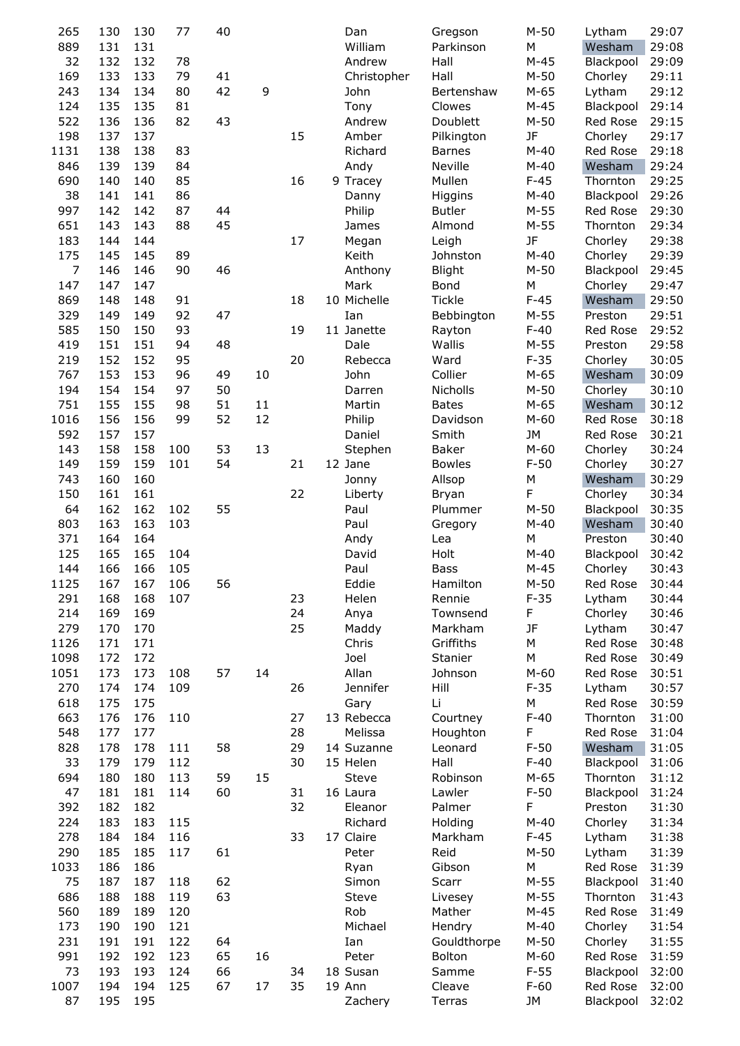| | | | | | | | | | | | | |
|---|---|---|---|---|---|---|---|---|---|---|---|---|
| 265 | 130 | 130 | 77 | 40 | | | | Dan | Gregson | M-50 | Lytham | 29:07 |
| 889 | 131 | 131 | | | | | | William | Parkinson | M | Wesham | 29:08 |
| 32 | 132 | 132 | 78 | | | | | Andrew | Hall | M-45 | Blackpool | 29:09 |
| 169 | 133 | 133 | 79 | 41 | | | | Christopher | Hall | M-50 | Chorley | 29:11 |
| 243 | 134 | 134 | 80 | 42 | 9 | | | John | Bertenshaw | M-65 | Lytham | 29:12 |
| 124 | 135 | 135 | 81 | | | | | Tony | Clowes | M-45 | Blackpool | 29:14 |
| 522 | 136 | 136 | 82 | 43 | | | | Andrew | Doublett | M-50 | Red Rose | 29:15 |
| 198 | 137 | 137 | | | | 15 | | Amber | Pilkington | JF | Chorley | 29:17 |
| 1131 | 138 | 138 | 83 | | | | | Richard | Barnes | M-40 | Red Rose | 29:18 |
| 846 | 139 | 139 | 84 | | | | | Andy | Neville | M-40 | Wesham | 29:24 |
| 690 | 140 | 140 | 85 | | | 16 | 9 | Tracey | Mullen | F-45 | Thornton | 29:25 |
| 38 | 141 | 141 | 86 | | | | | Danny | Higgins | M-40 | Blackpool | 29:26 |
| 997 | 142 | 142 | 87 | 44 | | | | Philip | Butler | M-55 | Red Rose | 29:30 |
| 651 | 143 | 143 | 88 | 45 | | | | James | Almond | M-55 | Thornton | 29:34 |
| 183 | 144 | 144 | | | | 17 | | Megan | Leigh | JF | Chorley | 29:38 |
| 175 | 145 | 145 | 89 | | | | | Keith | Johnston | M-40 | Chorley | 29:39 |
| 7 | 146 | 146 | 90 | 46 | | | | Anthony | Blight | M-50 | Blackpool | 29:45 |
| 147 | 147 | 147 | | | | | | Mark | Bond | M | Chorley | 29:47 |
| 869 | 148 | 148 | 91 | | | 18 | 10 | Michelle | Tickle | F-45 | Wesham | 29:50 |
| 329 | 149 | 149 | 92 | 47 | | | | Ian | Bebbington | M-55 | Preston | 29:51 |
| 585 | 150 | 150 | 93 | | | 19 | 11 | Janette | Rayton | F-40 | Red Rose | 29:52 |
| 419 | 151 | 151 | 94 | 48 | | | | Dale | Wallis | M-55 | Preston | 29:58 |
| 219 | 152 | 152 | 95 | | | 20 | | Rebecca | Ward | F-35 | Chorley | 30:05 |
| 767 | 153 | 153 | 96 | 49 | 10 | | | John | Collier | M-65 | Wesham | 30:09 |
| 194 | 154 | 154 | 97 | 50 | | | | Darren | Nicholls | M-50 | Chorley | 30:10 |
| 751 | 155 | 155 | 98 | 51 | 11 | | | Martin | Bates | M-65 | Wesham | 30:12 |
| 1016 | 156 | 156 | 99 | 52 | 12 | | | Philip | Davidson | M-60 | Red Rose | 30:18 |
| 592 | 157 | 157 | | | | | | Daniel | Smith | JM | Red Rose | 30:21 |
| 143 | 158 | 158 | 100 | 53 | 13 | | | Stephen | Baker | M-60 | Chorley | 30:24 |
| 149 | 159 | 159 | 101 | 54 | | 21 | 12 | Jane | Bowles | F-50 | Chorley | 30:27 |
| 743 | 160 | 160 | | | | | | Jonny | Allsop | M | Wesham | 30:29 |
| 150 | 161 | 161 | | | | 22 | | Liberty | Bryan | F | Chorley | 30:34 |
| 64 | 162 | 162 | 102 | 55 | | | | Paul | Plummer | M-50 | Blackpool | 30:35 |
| 803 | 163 | 163 | 103 | | | | | Paul | Gregory | M-40 | Wesham | 30:40 |
| 371 | 164 | 164 | | | | | | Andy | Lea | M | Preston | 30:40 |
| 125 | 165 | 165 | 104 | | | | | David | Holt | M-40 | Blackpool | 30:42 |
| 144 | 166 | 166 | 105 | | | | | Paul | Bass | M-45 | Chorley | 30:43 |
| 1125 | 167 | 167 | 106 | 56 | | | | Eddie | Hamilton | M-50 | Red Rose | 30:44 |
| 291 | 168 | 168 | 107 | | | 23 | | Helen | Rennie | F-35 | Lytham | 30:44 |
| 214 | 169 | 169 | | | | 24 | | Anya | Townsend | F | Chorley | 30:46 |
| 279 | 170 | 170 | | | | 25 | | Maddy | Markham | JF | Lytham | 30:47 |
| 1126 | 171 | 171 | | | | | | Chris | Griffiths | M | Red Rose | 30:48 |
| 1098 | 172 | 172 | | | | | | Joel | Stanier | M | Red Rose | 30:49 |
| 1051 | 173 | 173 | 108 | 57 | 14 | | | Allan | Johnson | M-60 | Red Rose | 30:51 |
| 270 | 174 | 174 | 109 | | | 26 | | Jennifer | Hill | F-35 | Lytham | 30:57 |
| 618 | 175 | 175 | | | | | | Gary | Li | M | Red Rose | 30:59 |
| 663 | 176 | 176 | 110 | | | 27 | 13 | Rebecca | Courtney | F-40 | Thornton | 31:00 |
| 548 | 177 | 177 | | | | 28 | | Melissa | Houghton | F | Red Rose | 31:04 |
| 828 | 178 | 178 | 111 | 58 | | 29 | 14 | Suzanne | Leonard | F-50 | Wesham | 31:05 |
| 33 | 179 | 179 | 112 | | | 30 | 15 | Helen | Hall | F-40 | Blackpool | 31:06 |
| 694 | 180 | 180 | 113 | 59 | 15 | | | Steve | Robinson | M-65 | Thornton | 31:12 |
| 47 | 181 | 181 | 114 | 60 | | 31 | 16 | Laura | Lawler | F-50 | Blackpool | 31:24 |
| 392 | 182 | 182 | | | | 32 | | Eleanor | Palmer | F | Preston | 31:30 |
| 224 | 183 | 183 | 115 | | | | | Richard | Holding | M-40 | Chorley | 31:34 |
| 278 | 184 | 184 | 116 | | | 33 | 17 | Claire | Markham | F-45 | Lytham | 31:38 |
| 290 | 185 | 185 | 117 | 61 | | | | Peter | Reid | M-50 | Lytham | 31:39 |
| 1033 | 186 | 186 | | | | | | Ryan | Gibson | M | Red Rose | 31:39 |
| 75 | 187 | 187 | 118 | 62 | | | | Simon | Scarr | M-55 | Blackpool | 31:40 |
| 686 | 188 | 188 | 119 | 63 | | | | Steve | Livesey | M-55 | Thornton | 31:43 |
| 560 | 189 | 189 | 120 | | | | | Rob | Mather | M-45 | Red Rose | 31:49 |
| 173 | 190 | 190 | 121 | | | | | Michael | Hendry | M-40 | Chorley | 31:54 |
| 231 | 191 | 191 | 122 | 64 | | | | Ian | Gouldthorpe | M-50 | Chorley | 31:55 |
| 991 | 192 | 192 | 123 | 65 | 16 | | | Peter | Bolton | M-60 | Red Rose | 31:59 |
| 73 | 193 | 193 | 124 | 66 | | 34 | 18 | Susan | Samme | F-55 | Blackpool | 32:00 |
| 1007 | 194 | 194 | 125 | 67 | 17 | 35 | 19 | Ann | Cleave | F-60 | Red Rose | 32:00 |
| 87 | 195 | 195 | | | | | | Zachery | Terras | JM | Blackpool | 32:02 |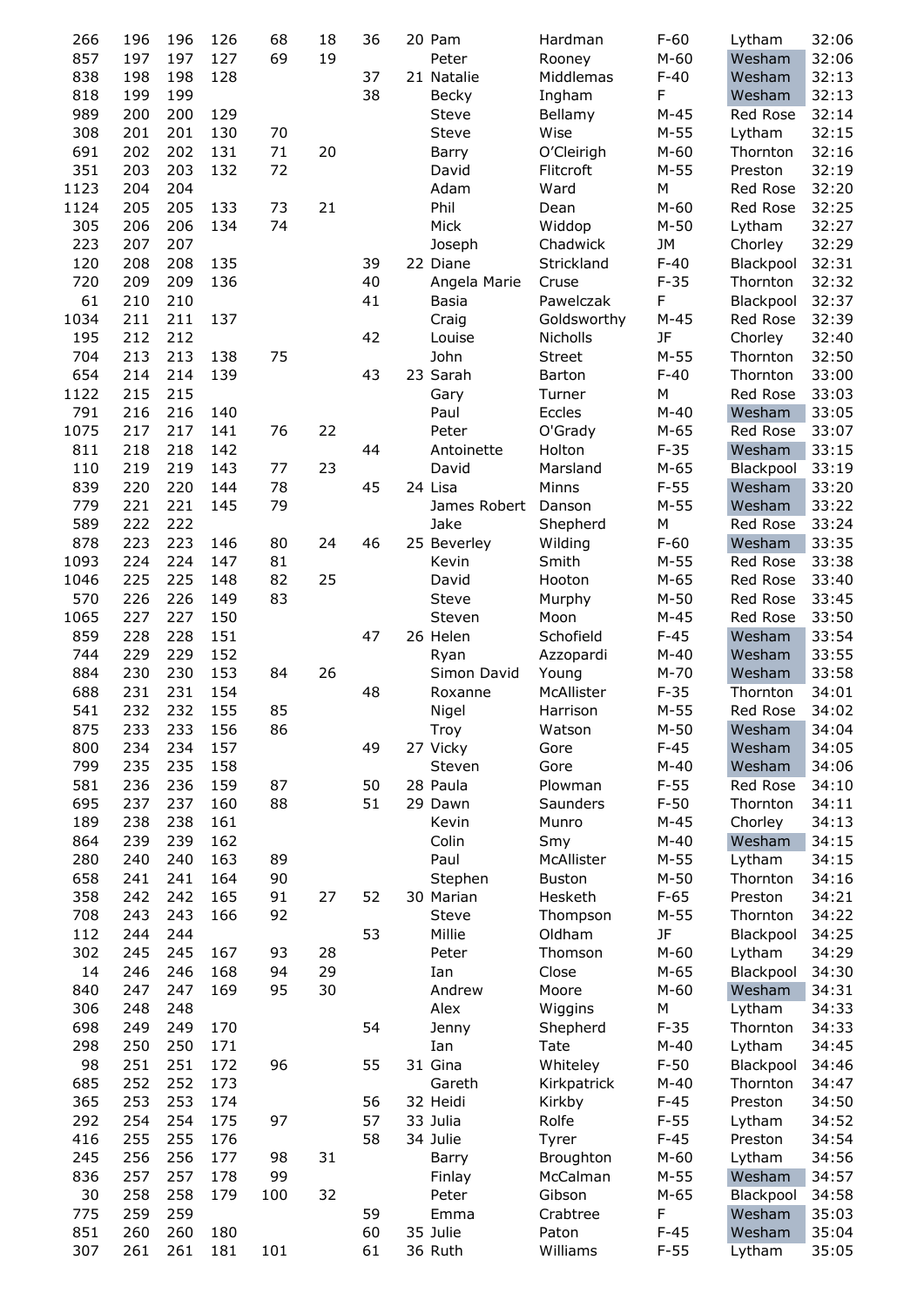| | | | | | | | | | | | | |
|---|---|---|---|---|---|---|---|---|---|---|---|---|
| 266 | 196 | 196 | 126 | 68 | 18 | 36 | 20 | Pam | Hardman | F-60 | Lytham | 32:06 |
| 857 | 197 | 197 | 127 | 69 | 19 | | | Peter | Rooney | M-60 | Wesham | 32:06 |
| 838 | 198 | 198 | 128 | | | 37 | 21 | Natalie | Middlemas | F-40 | Wesham | 32:13 |
| 818 | 199 | 199 | | | | 38 | | Becky | Ingham | F | Wesham | 32:13 |
| 989 | 200 | 200 | 129 | | | | | Steve | Bellamy | M-45 | Red Rose | 32:14 |
| 308 | 201 | 201 | 130 | 70 | | | | Steve | Wise | M-55 | Lytham | 32:15 |
| 691 | 202 | 202 | 131 | 71 | 20 | | | Barry | O'Cleirigh | M-60 | Thornton | 32:16 |
| 351 | 203 | 203 | 132 | 72 | | | | David | Flitcroft | M-55 | Preston | 32:19 |
| 1123 | 204 | 204 | | | | | | Adam | Ward | M | Red Rose | 32:20 |
| 1124 | 205 | 205 | 133 | 73 | 21 | | | Phil | Dean | M-60 | Red Rose | 32:25 |
| 305 | 206 | 206 | 134 | 74 | | | | Mick | Widdop | M-50 | Lytham | 32:27 |
| 223 | 207 | 207 | | | | | | Joseph | Chadwick | JM | Chorley | 32:29 |
| 120 | 208 | 208 | 135 | | | 39 | 22 | Diane | Strickland | F-40 | Blackpool | 32:31 |
| 720 | 209 | 209 | 136 | | | 40 | | Angela Marie | Cruse | F-35 | Thornton | 32:32 |
| 61 | 210 | 210 | | | | 41 | | Basia | Pawelczak | F | Blackpool | 32:37 |
| 1034 | 211 | 211 | 137 | | | | | Craig | Goldsworthy | M-45 | Red Rose | 32:39 |
| 195 | 212 | 212 | | | | 42 | | Louise | Nicholls | JF | Chorley | 32:40 |
| 704 | 213 | 213 | 138 | 75 | | | | John | Street | M-55 | Thornton | 32:50 |
| 654 | 214 | 214 | 139 | | | 43 | 23 | Sarah | Barton | F-40 | Thornton | 33:00 |
| 1122 | 215 | 215 | | | | | | Gary | Turner | M | Red Rose | 33:03 |
| 791 | 216 | 216 | 140 | | | | | Paul | Eccles | M-40 | Wesham | 33:05 |
| 1075 | 217 | 217 | 141 | 76 | 22 | | | Peter | O'Grady | M-65 | Red Rose | 33:07 |
| 811 | 218 | 218 | 142 | | | 44 | | Antoinette | Holton | F-35 | Wesham | 33:15 |
| 110 | 219 | 219 | 143 | 77 | 23 | | | David | Marsland | M-65 | Blackpool | 33:19 |
| 839 | 220 | 220 | 144 | 78 | | 45 | 24 | Lisa | Minns | F-55 | Wesham | 33:20 |
| 779 | 221 | 221 | 145 | 79 | | | | James Robert | Danson | M-55 | Wesham | 33:22 |
| 589 | 222 | 222 | | | | | | Jake | Shepherd | M | Red Rose | 33:24 |
| 878 | 223 | 223 | 146 | 80 | 24 | 46 | 25 | Beverley | Wilding | F-60 | Wesham | 33:35 |
| 1093 | 224 | 224 | 147 | 81 | | | | Kevin | Smith | M-55 | Red Rose | 33:38 |
| 1046 | 225 | 225 | 148 | 82 | 25 | | | David | Hooton | M-65 | Red Rose | 33:40 |
| 570 | 226 | 226 | 149 | 83 | | | | Steve | Murphy | M-50 | Red Rose | 33:45 |
| 1065 | 227 | 227 | 150 | | | | | Steven | Moon | M-45 | Red Rose | 33:50 |
| 859 | 228 | 228 | 151 | | | 47 | 26 | Helen | Schofield | F-45 | Wesham | 33:54 |
| 744 | 229 | 229 | 152 | | | | | Ryan | Azzopardi | M-40 | Wesham | 33:55 |
| 884 | 230 | 230 | 153 | 84 | 26 | | | Simon David | Young | M-70 | Wesham | 33:58 |
| 688 | 231 | 231 | 154 | | | 48 | | Roxanne | McAllister | F-35 | Thornton | 34:01 |
| 541 | 232 | 232 | 155 | 85 | | | | Nigel | Harrison | M-55 | Red Rose | 34:02 |
| 875 | 233 | 233 | 156 | 86 | | | | Troy | Watson | M-50 | Wesham | 34:04 |
| 800 | 234 | 234 | 157 | | | 49 | 27 | Vicky | Gore | F-45 | Wesham | 34:05 |
| 799 | 235 | 235 | 158 | | | | | Steven | Gore | M-40 | Wesham | 34:06 |
| 581 | 236 | 236 | 159 | 87 | | 50 | 28 | Paula | Plowman | F-55 | Red Rose | 34:10 |
| 695 | 237 | 237 | 160 | 88 | | 51 | 29 | Dawn | Saunders | F-50 | Thornton | 34:11 |
| 189 | 238 | 238 | 161 | | | | | Kevin | Munro | M-45 | Chorley | 34:13 |
| 864 | 239 | 239 | 162 | | | | | Colin | Smy | M-40 | Wesham | 34:15 |
| 280 | 240 | 240 | 163 | 89 | | | | Paul | McAllister | M-55 | Lytham | 34:15 |
| 658 | 241 | 241 | 164 | 90 | | | | Stephen | Buston | M-50 | Thornton | 34:16 |
| 358 | 242 | 242 | 165 | 91 | 27 | 52 | 30 | Marian | Hesketh | F-65 | Preston | 34:21 |
| 708 | 243 | 243 | 166 | 92 | | | | Steve | Thompson | M-55 | Thornton | 34:22 |
| 112 | 244 | 244 | | | | 53 | | Millie | Oldham | JF | Blackpool | 34:25 |
| 302 | 245 | 245 | 167 | 93 | 28 | | | Peter | Thomson | M-60 | Lytham | 34:29 |
| 14 | 246 | 246 | 168 | 94 | 29 | | | Ian | Close | M-65 | Blackpool | 34:30 |
| 840 | 247 | 247 | 169 | 95 | 30 | | | Andrew | Moore | M-60 | Wesham | 34:31 |
| 306 | 248 | 248 | | | | | | Alex | Wiggins | M | Lytham | 34:33 |
| 698 | 249 | 249 | 170 | | | 54 | | Jenny | Shepherd | F-35 | Thornton | 34:33 |
| 298 | 250 | 250 | 171 | | | | | Ian | Tate | M-40 | Lytham | 34:45 |
| 98 | 251 | 251 | 172 | 96 | | 55 | 31 | Gina | Whiteley | F-50 | Blackpool | 34:46 |
| 685 | 252 | 252 | 173 | | | | | Gareth | Kirkpatrick | M-40 | Thornton | 34:47 |
| 365 | 253 | 253 | 174 | | | 56 | 32 | Heidi | Kirkby | F-45 | Preston | 34:50 |
| 292 | 254 | 254 | 175 | 97 | | 57 | 33 | Julia | Rolfe | F-55 | Lytham | 34:52 |
| 416 | 255 | 255 | 176 | | | 58 | 34 | Julie | Tyrer | F-45 | Preston | 34:54 |
| 245 | 256 | 256 | 177 | 98 | 31 | | | Barry | Broughton | M-60 | Lytham | 34:56 |
| 836 | 257 | 257 | 178 | 99 | | | | Finlay | McCalman | M-55 | Wesham | 34:57 |
| 30 | 258 | 258 | 179 | 100 | 32 | | | Peter | Gibson | M-65 | Blackpool | 34:58 |
| 775 | 259 | 259 | | | | 59 | | Emma | Crabtree | F | Wesham | 35:03 |
| 851 | 260 | 260 | 180 | | | 60 | 35 | Julie | Paton | F-45 | Wesham | 35:04 |
| 307 | 261 | 261 | 181 | 101 | | 61 | 36 | Ruth | Williams | F-55 | Lytham | 35:05 |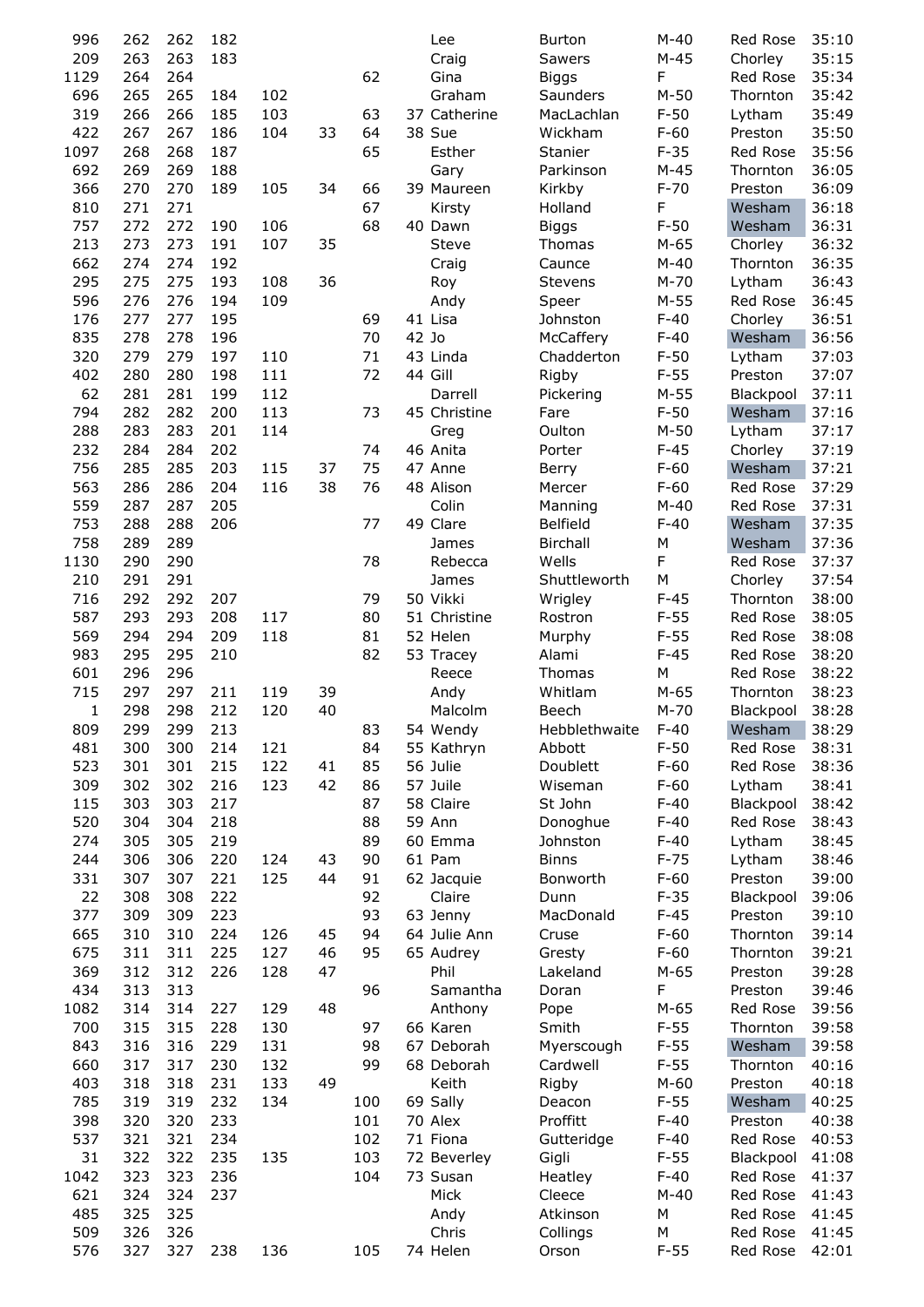| | | | | | | | | | | | | |
|---|---|---|---|---|---|---|---|---|---|---|---|---|
| 996 | 262 | 262 | 182 | | | | | Lee | Burton | M-40 | Red Rose | 35:10 |
| 209 | 263 | 263 | 183 | | | | | Craig | Sawers | M-45 | Chorley | 35:15 |
| 1129 | 264 | 264 | | | | 62 | | Gina | Biggs | F | Red Rose | 35:34 |
| 696 | 265 | 265 | 184 | 102 | | | | Graham | Saunders | M-50 | Thornton | 35:42 |
| 319 | 266 | 266 | 185 | 103 | | 63 | 37 | Catherine | MacLachlan | F-50 | Lytham | 35:49 |
| 422 | 267 | 267 | 186 | 104 | 33 | 64 | 38 | Sue | Wickham | F-60 | Preston | 35:50 |
| 1097 | 268 | 268 | 187 | | | 65 | | Esther | Stanier | F-35 | Red Rose | 35:56 |
| 692 | 269 | 269 | 188 | | | | | Gary | Parkinson | M-45 | Thornton | 36:05 |
| 366 | 270 | 270 | 189 | 105 | 34 | 66 | 39 | Maureen | Kirkby | F-70 | Preston | 36:09 |
| 810 | 271 | 271 | | | | 67 | | Kirsty | Holland | F | Wesham | 36:18 |
| 757 | 272 | 272 | 190 | 106 | | 68 | 40 | Dawn | Biggs | F-50 | Wesham | 36:31 |
| 213 | 273 | 273 | 191 | 107 | 35 | | | Steve | Thomas | M-65 | Chorley | 36:32 |
| 662 | 274 | 274 | 192 | | | | | Craig | Caunce | M-40 | Thornton | 36:35 |
| 295 | 275 | 275 | 193 | 108 | 36 | | | Roy | Stevens | M-70 | Lytham | 36:43 |
| 596 | 276 | 276 | 194 | 109 | | | | Andy | Speer | M-55 | Red Rose | 36:45 |
| 176 | 277 | 277 | 195 | | | 69 | 41 | Lisa | Johnston | F-40 | Chorley | 36:51 |
| 835 | 278 | 278 | 196 | | | 70 | 42 | Jo | McCaffery | F-40 | Wesham | 36:56 |
| 320 | 279 | 279 | 197 | 110 | | 71 | 43 | Linda | Chadderton | F-50 | Lytham | 37:03 |
| 402 | 280 | 280 | 198 | 111 | | 72 | 44 | Gill | Rigby | F-55 | Preston | 37:07 |
| 62 | 281 | 281 | 199 | 112 | | | | Darrell | Pickering | M-55 | Blackpool | 37:11 |
| 794 | 282 | 282 | 200 | 113 | | 73 | 45 | Christine | Fare | F-50 | Wesham | 37:16 |
| 288 | 283 | 283 | 201 | 114 | | | | Greg | Oulton | M-50 | Lytham | 37:17 |
| 232 | 284 | 284 | 202 | | | 74 | 46 | Anita | Porter | F-45 | Chorley | 37:19 |
| 756 | 285 | 285 | 203 | 115 | 37 | 75 | 47 | Anne | Berry | F-60 | Wesham | 37:21 |
| 563 | 286 | 286 | 204 | 116 | 38 | 76 | 48 | Alison | Mercer | F-60 | Red Rose | 37:29 |
| 559 | 287 | 287 | 205 | | | | | Colin | Manning | M-40 | Red Rose | 37:31 |
| 753 | 288 | 288 | 206 | | | 77 | 49 | Clare | Belfield | F-40 | Wesham | 37:35 |
| 758 | 289 | 289 | | | | | | James | Birchall | M | Wesham | 37:36 |
| 1130 | 290 | 290 | | | | 78 | | Rebecca | Wells | F | Red Rose | 37:37 |
| 210 | 291 | 291 | | | | | | James | Shuttleworth | M | Chorley | 37:54 |
| 716 | 292 | 292 | 207 | | | 79 | 50 | Vikki | Wrigley | F-45 | Thornton | 38:00 |
| 587 | 293 | 293 | 208 | 117 | | 80 | 51 | Christine | Rostron | F-55 | Red Rose | 38:05 |
| 569 | 294 | 294 | 209 | 118 | | 81 | 52 | Helen | Murphy | F-55 | Red Rose | 38:08 |
| 983 | 295 | 295 | 210 | | | 82 | 53 | Tracey | Alami | F-45 | Red Rose | 38:20 |
| 601 | 296 | 296 | | | | | | Reece | Thomas | M | Red Rose | 38:22 |
| 715 | 297 | 297 | 211 | 119 | 39 | | | Andy | Whitlam | M-65 | Thornton | 38:23 |
| 1 | 298 | 298 | 212 | 120 | 40 | | | Malcolm | Beech | M-70 | Blackpool | 38:28 |
| 809 | 299 | 299 | 213 | | | 83 | 54 | Wendy | Hebblethwaite | F-40 | Wesham | 38:29 |
| 481 | 300 | 300 | 214 | 121 | | 84 | 55 | Kathryn | Abbott | F-50 | Red Rose | 38:31 |
| 523 | 301 | 301 | 215 | 122 | 41 | 85 | 56 | Julie | Doublett | F-60 | Red Rose | 38:36 |
| 309 | 302 | 302 | 216 | 123 | 42 | 86 | 57 | Juile | Wiseman | F-60 | Lytham | 38:41 |
| 115 | 303 | 303 | 217 | | | 87 | 58 | Claire | St John | F-40 | Blackpool | 38:42 |
| 520 | 304 | 304 | 218 | | | 88 | 59 | Ann | Donoghue | F-40 | Red Rose | 38:43 |
| 274 | 305 | 305 | 219 | | | 89 | 60 | Emma | Johnston | F-40 | Lytham | 38:45 |
| 244 | 306 | 306 | 220 | 124 | 43 | 90 | 61 | Pam | Binns | F-75 | Lytham | 38:46 |
| 331 | 307 | 307 | 221 | 125 | 44 | 91 | 62 | Jacquie | Bonworth | F-60 | Preston | 39:00 |
| 22 | 308 | 308 | 222 | | | 92 | | Claire | Dunn | F-35 | Blackpool | 39:06 |
| 377 | 309 | 309 | 223 | | | 93 | 63 | Jenny | MacDonald | F-45 | Preston | 39:10 |
| 665 | 310 | 310 | 224 | 126 | 45 | 94 | 64 | Julie Ann | Cruse | F-60 | Thornton | 39:14 |
| 675 | 311 | 311 | 225 | 127 | 46 | 95 | 65 | Audrey | Gresty | F-60 | Thornton | 39:21 |
| 369 | 312 | 312 | 226 | 128 | 47 | | | Phil | Lakeland | M-65 | Preston | 39:28 |
| 434 | 313 | 313 | | | | 96 | | Samantha | Doran | F | Preston | 39:46 |
| 1082 | 314 | 314 | 227 | 129 | 48 | | | Anthony | Pope | M-65 | Red Rose | 39:56 |
| 700 | 315 | 315 | 228 | 130 | | 97 | 66 | Karen | Smith | F-55 | Thornton | 39:58 |
| 843 | 316 | 316 | 229 | 131 | | 98 | 67 | Deborah | Myerscough | F-55 | Wesham | 39:58 |
| 660 | 317 | 317 | 230 | 132 | | 99 | 68 | Deborah | Cardwell | F-55 | Thornton | 40:16 |
| 403 | 318 | 318 | 231 | 133 | 49 | | | Keith | Rigby | M-60 | Preston | 40:18 |
| 785 | 319 | 319 | 232 | 134 | | 100 | 69 | Sally | Deacon | F-55 | Wesham | 40:25 |
| 398 | 320 | 320 | 233 | | | 101 | 70 | Alex | Proffitt | F-40 | Preston | 40:38 |
| 537 | 321 | 321 | 234 | | | 102 | 71 | Fiona | Gutteridge | F-40 | Red Rose | 40:53 |
| 31 | 322 | 322 | 235 | 135 | | 103 | 72 | Beverley | Gigli | F-55 | Blackpool | 41:08 |
| 1042 | 323 | 323 | 236 | | | 104 | 73 | Susan | Heatley | F-40 | Red Rose | 41:37 |
| 621 | 324 | 324 | 237 | | | | | Mick | Cleece | M-40 | Red Rose | 41:43 |
| 485 | 325 | 325 | | | | | | Andy | Atkinson | M | Red Rose | 41:45 |
| 509 | 326 | 326 | | | | | | Chris | Collings | M | Red Rose | 41:45 |
| 576 | 327 | 327 | 238 | 136 | | 105 | 74 | Helen | Orson | F-55 | Red Rose | 42:01 |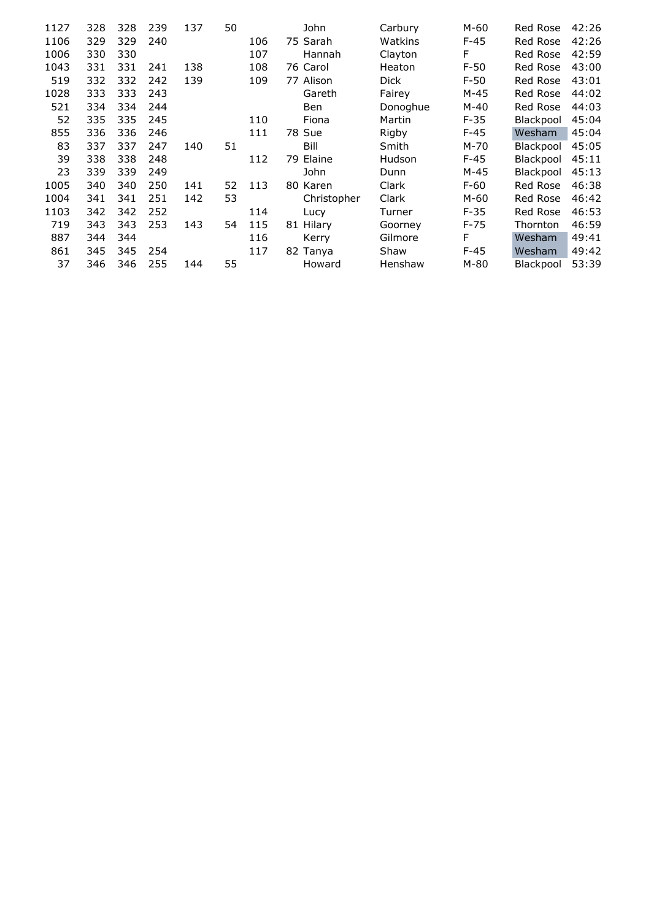| | | | | | | | | | | | | |
|---|---|---|---|---|---|---|---|---|---|---|---|---|
| 1127 | 328 | 328 | 239 | 137 | 50 | | | John | Carbury | M-60 | Red Rose | 42:26 |
| 1106 | 329 | 329 | 240 | | | 106 | 75 | Sarah | Watkins | F-45 | Red Rose | 42:26 |
| 1006 | 330 | 330 | | | | 107 | | Hannah | Clayton | F | Red Rose | 42:59 |
| 1043 | 331 | 331 | 241 | 138 | | 108 | 76 | Carol | Heaton | F-50 | Red Rose | 43:00 |
| 519 | 332 | 332 | 242 | 139 | | 109 | 77 | Alison | Dick | F-50 | Red Rose | 43:01 |
| 1028 | 333 | 333 | 243 | | | | | Gareth | Fairey | M-45 | Red Rose | 44:02 |
| 521 | 334 | 334 | 244 | | | | | Ben | Donoghue | M-40 | Red Rose | 44:03 |
| 52 | 335 | 335 | 245 | | | 110 | | Fiona | Martin | F-35 | Blackpool | 45:04 |
| 855 | 336 | 336 | 246 | | | 111 | 78 | Sue | Rigby | F-45 | Wesham | 45:04 |
| 83 | 337 | 337 | 247 | 140 | 51 | | | Bill | Smith | M-70 | Blackpool | 45:05 |
| 39 | 338 | 338 | 248 | | | 112 | 79 | Elaine | Hudson | F-45 | Blackpool | 45:11 |
| 23 | 339 | 339 | 249 | | | | | John | Dunn | M-45 | Blackpool | 45:13 |
| 1005 | 340 | 340 | 250 | 141 | 52 | 113 | 80 | Karen | Clark | F-60 | Red Rose | 46:38 |
| 1004 | 341 | 341 | 251 | 142 | 53 | | | Christopher | Clark | M-60 | Red Rose | 46:42 |
| 1103 | 342 | 342 | 252 | | | 114 | | Lucy | Turner | F-35 | Red Rose | 46:53 |
| 719 | 343 | 343 | 253 | 143 | 54 | 115 | 81 | Hilary | Goorney | F-75 | Thornton | 46:59 |
| 887 | 344 | 344 | | | | 116 | | Kerry | Gilmore | F | Wesham | 49:41 |
| 861 | 345 | 345 | 254 | | | 117 | 82 | Tanya | Shaw | F-45 | Wesham | 49:42 |
| 37 | 346 | 346 | 255 | 144 | 55 | | | Howard | Henshaw | M-80 | Blackpool | 53:39 |